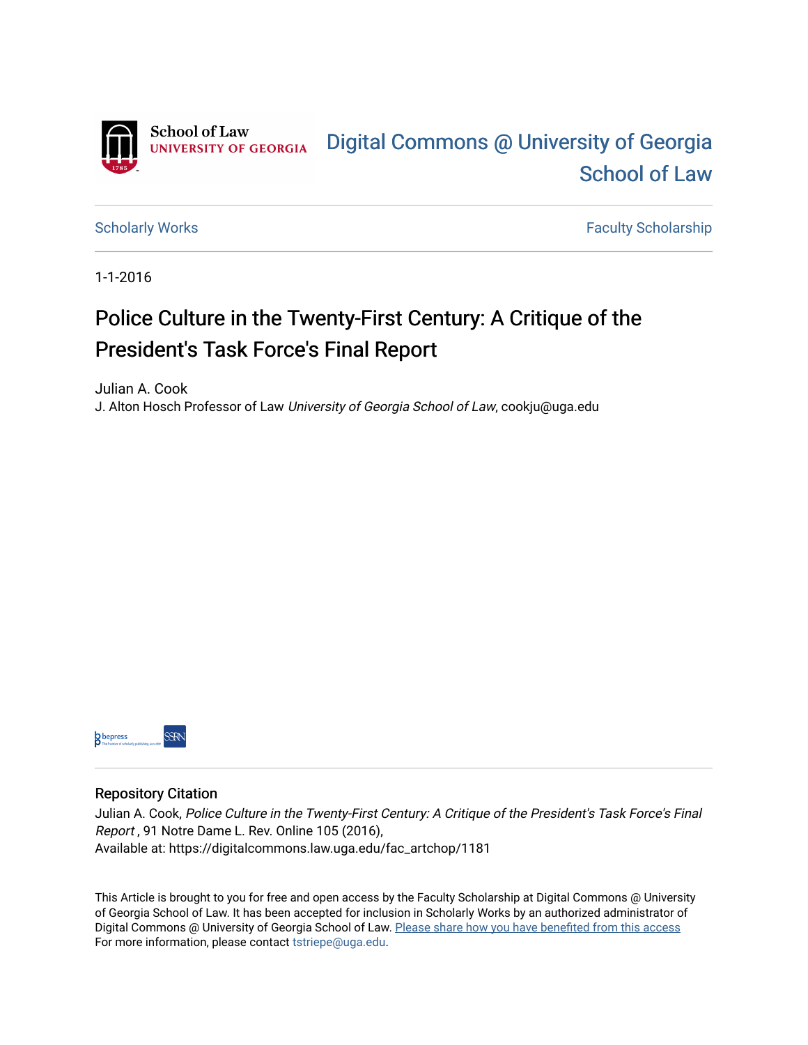School of Law
UNIVERSITY OF GEORGIA

# Digital Commons @ University of Georgia School of Law

Scholarly Works | Faculty Scholarship

1-1-2016

## Police Culture in the Twenty-First Century: A Critique of the President's Task Force's Final Report

Julian A. Cook
J. Alton Hosch Professor of Law *University of Georgia School of Law*, cookju@uga.edu

### Repository Citation

Julian A. Cook, *Police Culture in the Twenty-First Century: A Critique of the President's Task Force's Final Report* , 91 Notre Dame L. Rev. Online 105 (2016),
Available at: https://digitalcommons.law.uga.edu/fac_artchop/1181

This Article is brought to you for free and open access by the Faculty Scholarship at Digital Commons @ University of Georgia School of Law. It has been accepted for inclusion in Scholarly Works by an authorized administrator of Digital Commons @ University of Georgia School of Law. Please share how you have benefited from this access
For more information, please contact tstriepe@uga.edu.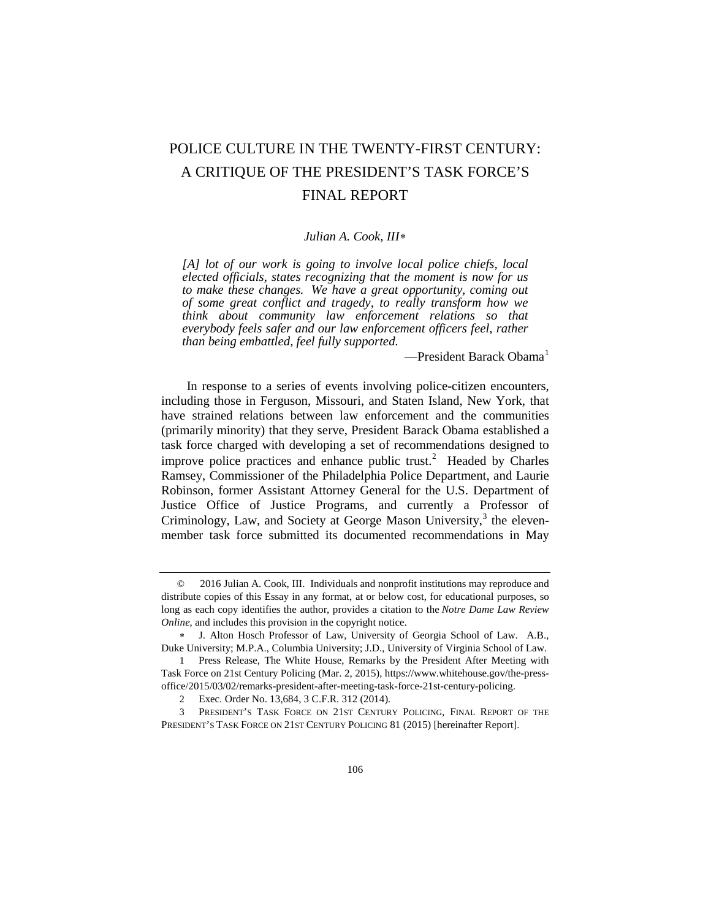# POLICE CULTURE IN THE TWENTY-FIRST CENTURY: A CRITIQUE OF THE PRESIDENT'S TASK FORCE'S FINAL REPORT

*Julian A. Cook, III*∗

> *[A] lot of our work is going to involve local police chiefs, local elected officials, states recognizing that the moment is now for us to make these changes. We have a great opportunity, coming out of some great conflict and tragedy, to really transform how we think about community law enforcement relations so that everybody feels safer and our law enforcement officers feel, rather than being embattled, feel fully supported.*
>
> —President Barack Obama[1]

In response to a series of events involving police-citizen encounters, including those in Ferguson, Missouri, and Staten Island, New York, that have strained relations between law enforcement and the communities (primarily minority) that they serve, President Barack Obama established a task force charged with developing a set of recommendations designed to improve police practices and enhance public trust.[2] Headed by Charles Ramsey, Commissioner of the Philadelphia Police Department, and Laurie Robinson, former Assistant Attorney General for the U.S. Department of Justice Office of Justice Programs, and currently a Professor of Criminology, Law, and Society at George Mason University,[3] the eleven-member task force submitted its documented recommendations in May

---

© 2016 Julian A. Cook, III. Individuals and nonprofit institutions may reproduce and distribute copies of this Essay in any format, at or below cost, for educational purposes, so long as each copy identifies the author, provides a citation to the *Notre Dame Law Review Online*, and includes this provision in the copyright notice.

∗ J. Alton Hosch Professor of Law, University of Georgia School of Law. A.B., Duke University; M.P.A., Columbia University; J.D., University of Virginia School of Law.

1 Press Release, The White House, Remarks by the President After Meeting with Task Force on 21st Century Policing (Mar. 2, 2015), https://www.whitehouse.gov/the-press-office/2015/03/02/remarks-president-after-meeting-task-force-21st-century-policing.

2 Exec. Order No. 13,684, 3 C.F.R. 312 (2014).

3 PRESIDENT'S TASK FORCE ON 21ST CENTURY POLICING, FINAL REPORT OF THE PRESIDENT'S TASK FORCE ON 21ST CENTURY POLICING 81 (2015) [hereinafter Report].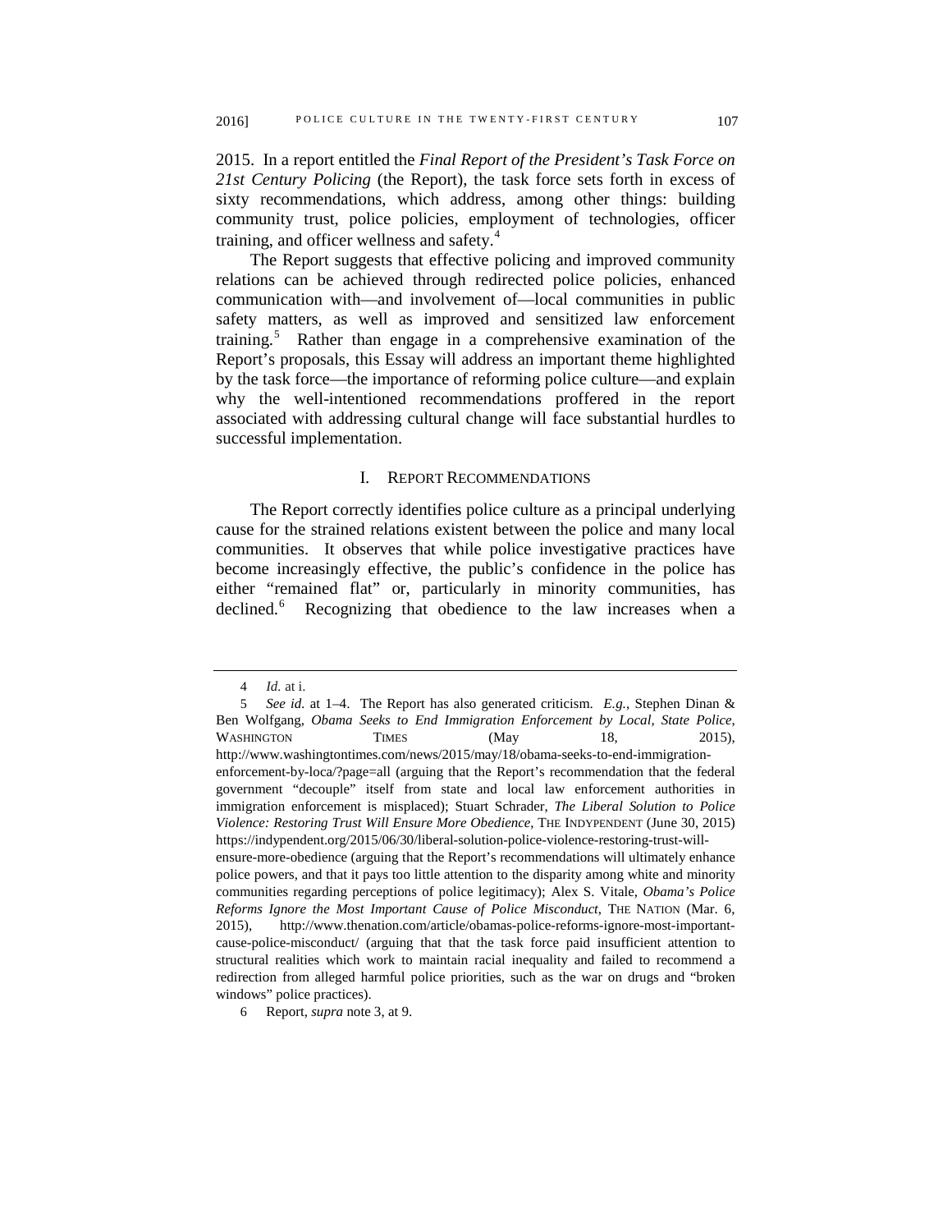2015. In a report entitled the *Final Report of the President's Task Force on 21st Century Policing* (the Report), the task force sets forth in excess of sixty recommendations, which address, among other things: building community trust, police policies, employment of technologies, officer training, and officer wellness and safety.[4]

The Report suggests that effective policing and improved community relations can be achieved through redirected police policies, enhanced communication with—and involvement of—local communities in public safety matters, as well as improved and sensitized law enforcement training.[5] Rather than engage in a comprehensive examination of the Report's proposals, this Essay will address an important theme highlighted by the task force—the importance of reforming police culture—and explain why the well-intentioned recommendations proffered in the report associated with addressing cultural change will face substantial hurdles to successful implementation.

## I. REPORT RECOMMENDATIONS

The Report correctly identifies police culture as a principal underlying cause for the strained relations existent between the police and many local communities. It observes that while police investigative practices have become increasingly effective, the public's confidence in the police has either "remained flat" or, particularly in minority communities, has declined.[6] Recognizing that obedience to the law increases when a

---

4 *Id.* at i.

5 *See id.* at 1–4. The Report has also generated criticism. *E.g.*, Stephen Dinan & Ben Wolfgang, *Obama Seeks to End Immigration Enforcement by Local, State Police*, WASHINGTON TIMES (May 18, 2015), http://www.washingtontimes.com/news/2015/may/18/obama-seeks-to-end-immigration-enforcement-by-loca/?page=all (arguing that the Report's recommendation that the federal government "decouple" itself from state and local law enforcement authorities in immigration enforcement is misplaced); Stuart Schrader, *The Liberal Solution to Police Violence: Restoring Trust Will Ensure More Obedience*, THE INDYPENDENT (June 30, 2015) https://indypendent.org/2015/06/30/liberal-solution-police-violence-restoring-trust-will-ensure-more-obedience (arguing that the Report's recommendations will ultimately enhance police powers, and that it pays too little attention to the disparity among white and minority communities regarding perceptions of police legitimacy); Alex S. Vitale, *Obama's Police Reforms Ignore the Most Important Cause of Police Misconduct*, THE NATION (Mar. 6, 2015), http://www.thenation.com/article/obamas-police-reforms-ignore-most-important-cause-police-misconduct/ (arguing that that the task force paid insufficient attention to structural realities which work to maintain racial inequality and failed to recommend a redirection from alleged harmful police priorities, such as the war on drugs and "broken windows" police practices).

6 Report, *supra* note 3, at 9.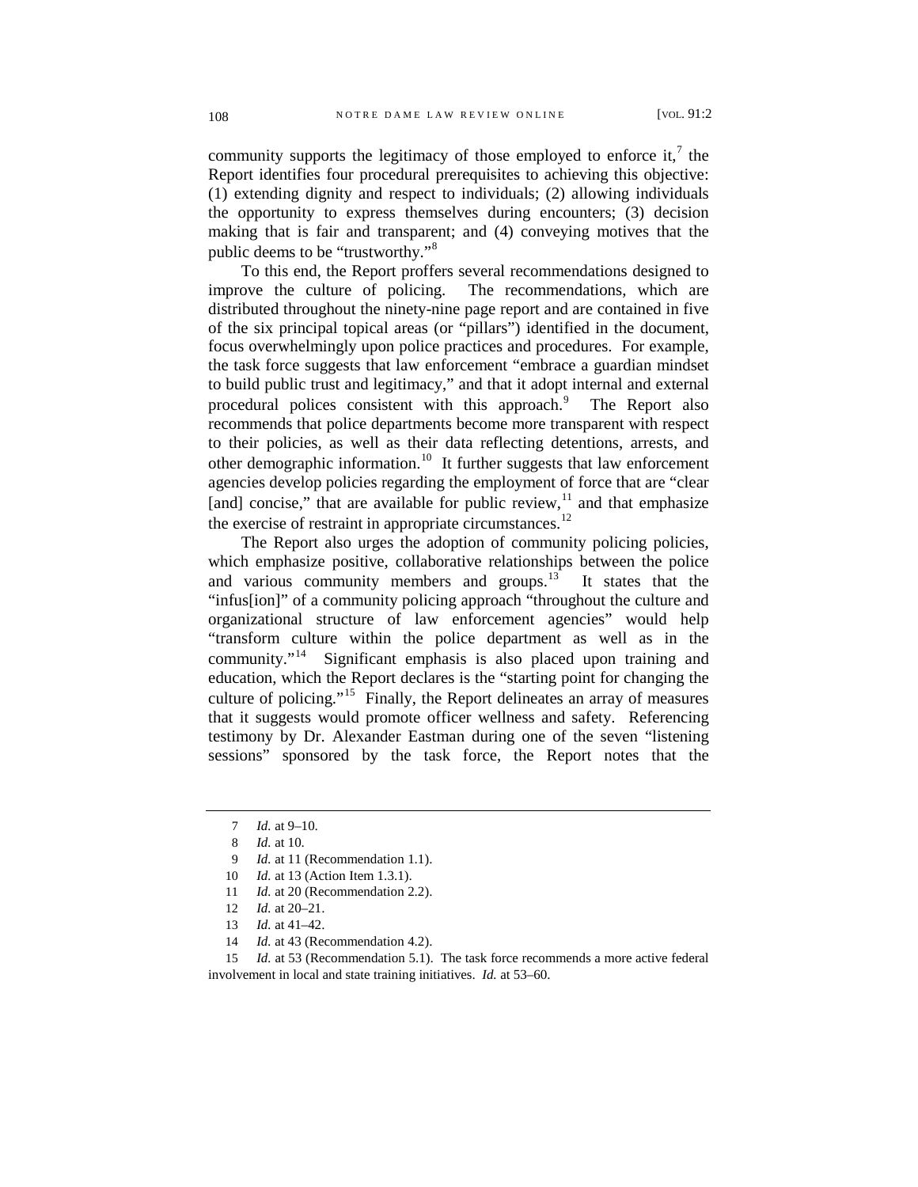community supports the legitimacy of those employed to enforce it,[7] the Report identifies four procedural prerequisites to achieving this objective: (1) extending dignity and respect to individuals; (2) allowing individuals the opportunity to express themselves during encounters; (3) decision making that is fair and transparent; and (4) conveying motives that the public deems to be "trustworthy."[8]

To this end, the Report proffers several recommendations designed to improve the culture of policing. The recommendations, which are distributed throughout the ninety-nine page report and are contained in five of the six principal topical areas (or "pillars") identified in the document, focus overwhelmingly upon police practices and procedures. For example, the task force suggests that law enforcement "embrace a guardian mindset to build public trust and legitimacy," and that it adopt internal and external procedural polices consistent with this approach.[9] The Report also recommends that police departments become more transparent with respect to their policies, as well as their data reflecting detentions, arrests, and other demographic information.[10] It further suggests that law enforcement agencies develop policies regarding the employment of force that are "clear [and] concise," that are available for public review,[11] and that emphasize the exercise of restraint in appropriate circumstances.[12]

The Report also urges the adoption of community policing policies, which emphasize positive, collaborative relationships between the police and various community members and groups.[13] It states that the "infus[ion]" of a community policing approach "throughout the culture and organizational structure of law enforcement agencies" would help "transform culture within the police department as well as in the community."[14] Significant emphasis is also placed upon training and education, which the Report declares is the "starting point for changing the culture of policing."[15] Finally, the Report delineates an array of measures that it suggests would promote officer wellness and safety. Referencing testimony by Dr. Alexander Eastman during one of the seven "listening sessions" sponsored by the task force, the Report notes that the

---

7 *Id.* at 9–10.

8 *Id.* at 10.

9 *Id.* at 11 (Recommendation 1.1).

10 *Id.* at 13 (Action Item 1.3.1).

11 *Id.* at 20 (Recommendation 2.2).

12 *Id.* at 20–21.

13 *Id.* at 41–42.

14 *Id.* at 43 (Recommendation 4.2).

15 *Id.* at 53 (Recommendation 5.1). The task force recommends a more active federal involvement in local and state training initiatives. *Id.* at 53–60.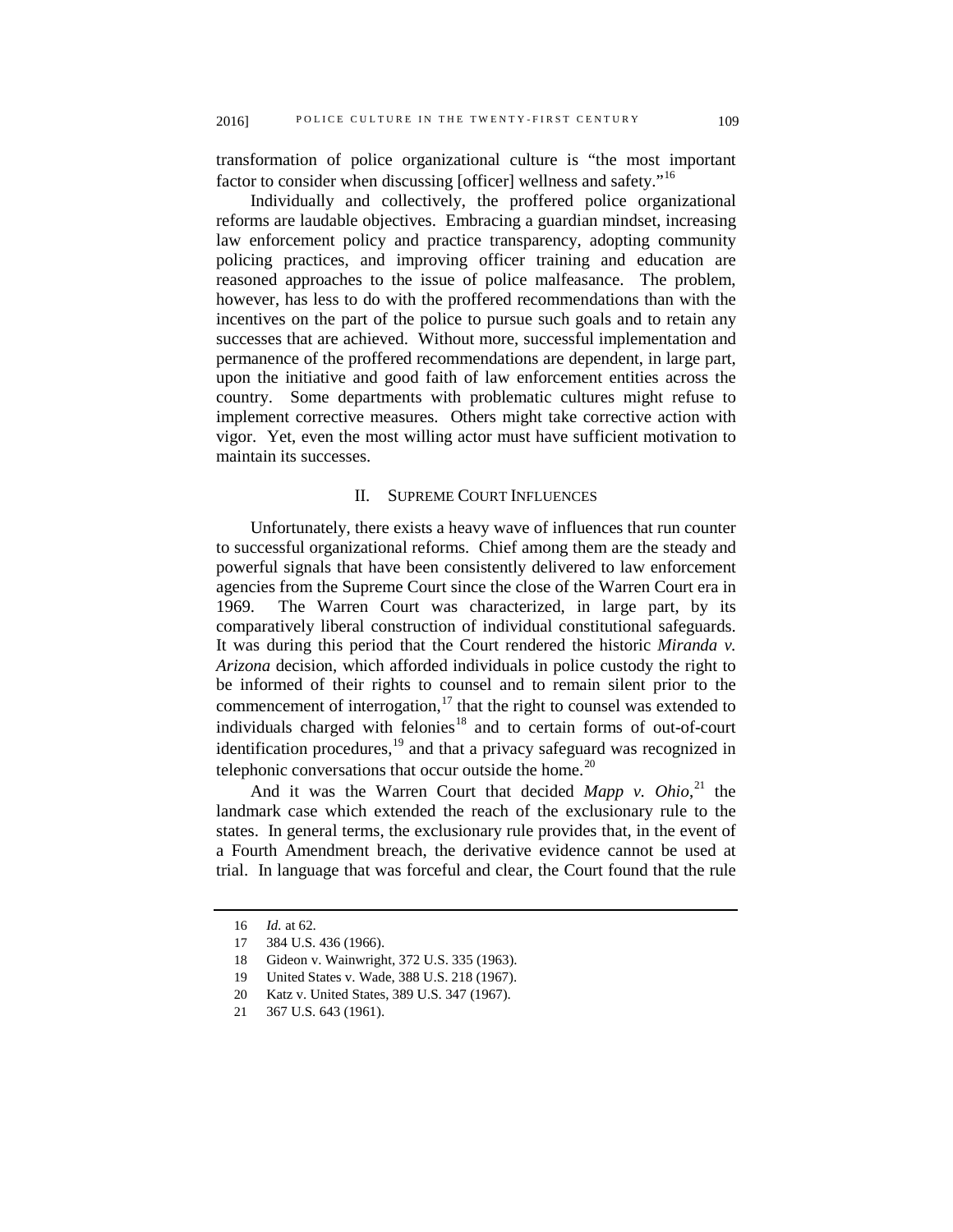transformation of police organizational culture is "the most important factor to consider when discussing [officer] wellness and safety."[16]

Individually and collectively, the proffered police organizational reforms are laudable objectives. Embracing a guardian mindset, increasing law enforcement policy and practice transparency, adopting community policing practices, and improving officer training and education are reasoned approaches to the issue of police malfeasance. The problem, however, has less to do with the proffered recommendations than with the incentives on the part of the police to pursue such goals and to retain any successes that are achieved. Without more, successful implementation and permanence of the proffered recommendations are dependent, in large part, upon the initiative and good faith of law enforcement entities across the country. Some departments with problematic cultures might refuse to implement corrective measures. Others might take corrective action with vigor. Yet, even the most willing actor must have sufficient motivation to maintain its successes.

## II. Supreme Court Influences

Unfortunately, there exists a heavy wave of influences that run counter to successful organizational reforms. Chief among them are the steady and powerful signals that have been consistently delivered to law enforcement agencies from the Supreme Court since the close of the Warren Court era in 1969. The Warren Court was characterized, in large part, by its comparatively liberal construction of individual constitutional safeguards. It was during this period that the Court rendered the historic *Miranda v. Arizona* decision, which afforded individuals in police custody the right to be informed of their rights to counsel and to remain silent prior to the commencement of interrogation,[17] that the right to counsel was extended to individuals charged with felonies[18] and to certain forms of out-of-court identification procedures,[19] and that a privacy safeguard was recognized in telephonic conversations that occur outside the home.[20]

And it was the Warren Court that decided *Mapp v. Ohio*,[21] the landmark case which extended the reach of the exclusionary rule to the states. In general terms, the exclusionary rule provides that, in the event of a Fourth Amendment breach, the derivative evidence cannot be used at trial. In language that was forceful and clear, the Court found that the rule

---

16 *Id.* at 62.

17 384 U.S. 436 (1966).

18 Gideon v. Wainwright, 372 U.S. 335 (1963).

19 United States v. Wade, 388 U.S. 218 (1967).

20 Katz v. United States, 389 U.S. 347 (1967).

21 367 U.S. 643 (1961).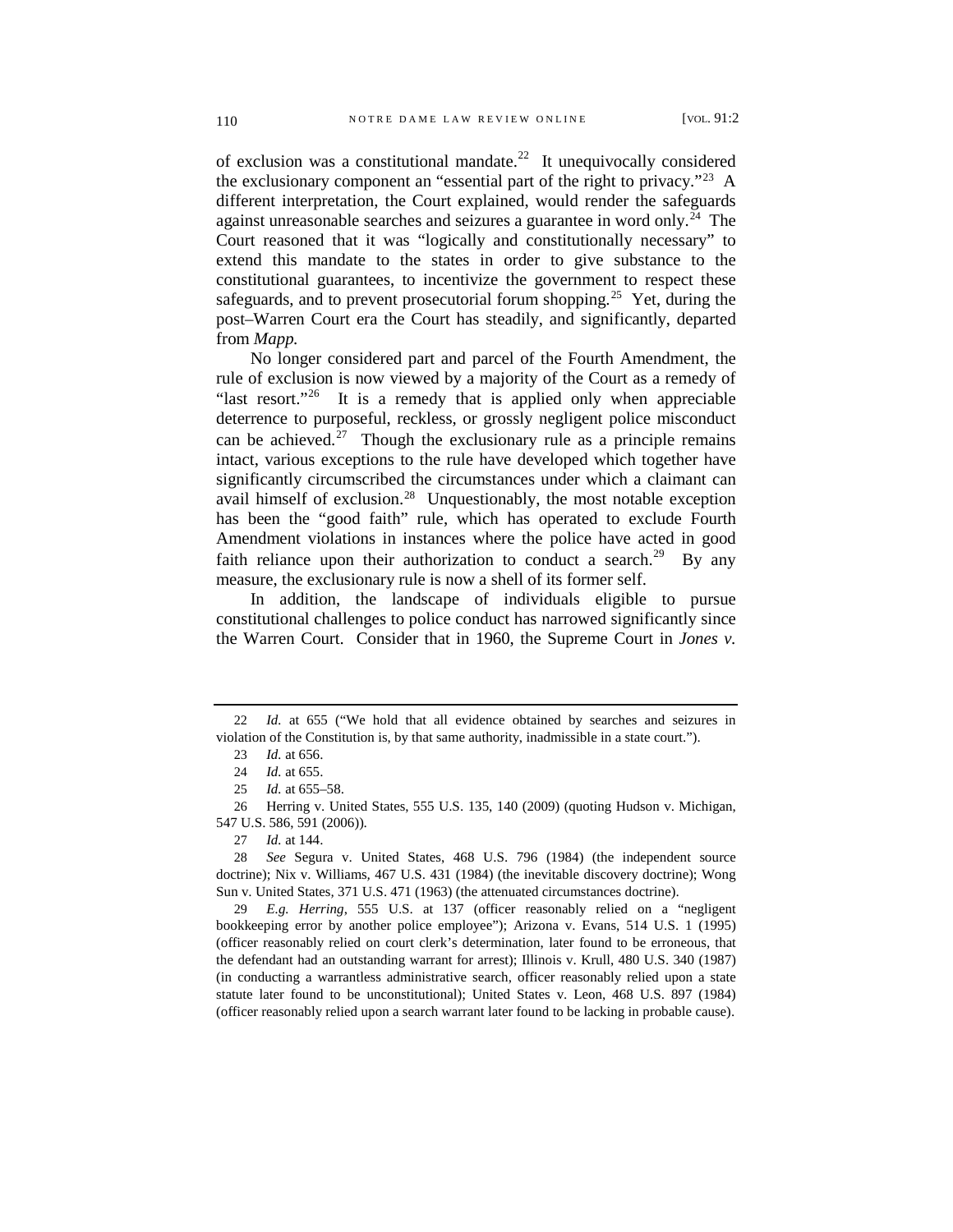of exclusion was a constitutional mandate.[22] It unequivocally considered the exclusionary component an "essential part of the right to privacy."[23] A different interpretation, the Court explained, would render the safeguards against unreasonable searches and seizures a guarantee in word only.[24] The Court reasoned that it was "logically and constitutionally necessary" to extend this mandate to the states in order to give substance to the constitutional guarantees, to incentivize the government to respect these safeguards, and to prevent prosecutorial forum shopping.[25] Yet, during the post–Warren Court era the Court has steadily, and significantly, departed from *Mapp.*

No longer considered part and parcel of the Fourth Amendment, the rule of exclusion is now viewed by a majority of the Court as a remedy of "last resort."[26] It is a remedy that is applied only when appreciable deterrence to purposeful, reckless, or grossly negligent police misconduct can be achieved.[27] Though the exclusionary rule as a principle remains intact, various exceptions to the rule have developed which together have significantly circumscribed the circumstances under which a claimant can avail himself of exclusion.[28] Unquestionably, the most notable exception has been the "good faith" rule, which has operated to exclude Fourth Amendment violations in instances where the police have acted in good faith reliance upon their authorization to conduct a search.[29] By any measure, the exclusionary rule is now a shell of its former self.

In addition, the landscape of individuals eligible to pursue constitutional challenges to police conduct has narrowed significantly since the Warren Court. Consider that in 1960, the Supreme Court in *Jones v.*

---

22 *Id.* at 655 ("We hold that all evidence obtained by searches and seizures in violation of the Constitution is, by that same authority, inadmissible in a state court.").

23 *Id.* at 656.

24 *Id.* at 655.

25 *Id.* at 655–58.

26 Herring v. United States, 555 U.S. 135, 140 (2009) (quoting Hudson v. Michigan, 547 U.S. 586, 591 (2006)).

27 *Id.* at 144.

28 *See* Segura v. United States, 468 U.S. 796 (1984) (the independent source doctrine); Nix v. Williams, 467 U.S. 431 (1984) (the inevitable discovery doctrine); Wong Sun v. United States, 371 U.S. 471 (1963) (the attenuated circumstances doctrine).

29 *E.g. Herring*, 555 U.S. at 137 (officer reasonably relied on a "negligent bookkeeping error by another police employee"); Arizona v. Evans, 514 U.S. 1 (1995) (officer reasonably relied on court clerk's determination, later found to be erroneous, that the defendant had an outstanding warrant for arrest); Illinois v. Krull, 480 U.S. 340 (1987) (in conducting a warrantless administrative search, officer reasonably relied upon a state statute later found to be unconstitutional); United States v. Leon, 468 U.S. 897 (1984) (officer reasonably relied upon a search warrant later found to be lacking in probable cause).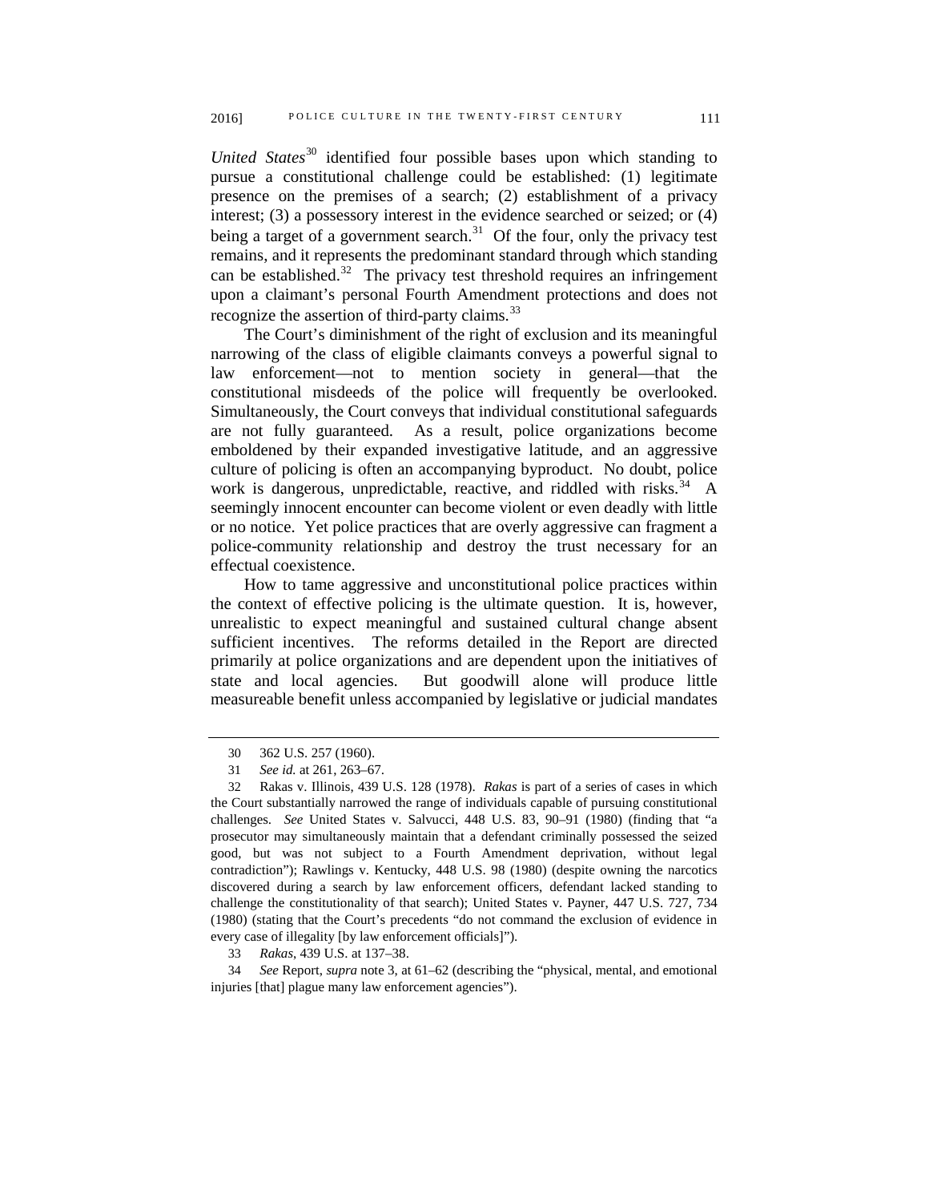*United States*[30] identified four possible bases upon which standing to pursue a constitutional challenge could be established: (1) legitimate presence on the premises of a search; (2) establishment of a privacy interest; (3) a possessory interest in the evidence searched or seized; or (4) being a target of a government search.[31] Of the four, only the privacy test remains, and it represents the predominant standard through which standing can be established.[32] The privacy test threshold requires an infringement upon a claimant's personal Fourth Amendment protections and does not recognize the assertion of third-party claims.[33]

The Court's diminishment of the right of exclusion and its meaningful narrowing of the class of eligible claimants conveys a powerful signal to law enforcement—not to mention society in general—that the constitutional misdeeds of the police will frequently be overlooked. Simultaneously, the Court conveys that individual constitutional safeguards are not fully guaranteed. As a result, police organizations become emboldened by their expanded investigative latitude, and an aggressive culture of policing is often an accompanying byproduct. No doubt, police work is dangerous, unpredictable, reactive, and riddled with risks.[34] A seemingly innocent encounter can become violent or even deadly with little or no notice. Yet police practices that are overly aggressive can fragment a police-community relationship and destroy the trust necessary for an effectual coexistence.

How to tame aggressive and unconstitutional police practices within the context of effective policing is the ultimate question. It is, however, unrealistic to expect meaningful and sustained cultural change absent sufficient incentives. The reforms detailed in the Report are directed primarily at police organizations and are dependent upon the initiatives of state and local agencies. But goodwill alone will produce little measureable benefit unless accompanied by legislative or judicial mandates

---

30 362 U.S. 257 (1960).

31 *See id.* at 261, 263–67.

32 Rakas v. Illinois, 439 U.S. 128 (1978). *Rakas* is part of a series of cases in which the Court substantially narrowed the range of individuals capable of pursuing constitutional challenges. *See* United States v. Salvucci, 448 U.S. 83, 90–91 (1980) (finding that "a prosecutor may simultaneously maintain that a defendant criminally possessed the seized good, but was not subject to a Fourth Amendment deprivation, without legal contradiction"); Rawlings v. Kentucky, 448 U.S. 98 (1980) (despite owning the narcotics discovered during a search by law enforcement officers, defendant lacked standing to challenge the constitutionality of that search); United States v. Payner, 447 U.S. 727, 734 (1980) (stating that the Court's precedents "do not command the exclusion of evidence in every case of illegality [by law enforcement officials]").

33 *Rakas*, 439 U.S. at 137–38.

34 *See* Report, *supra* note 3, at 61–62 (describing the "physical, mental, and emotional injuries [that] plague many law enforcement agencies").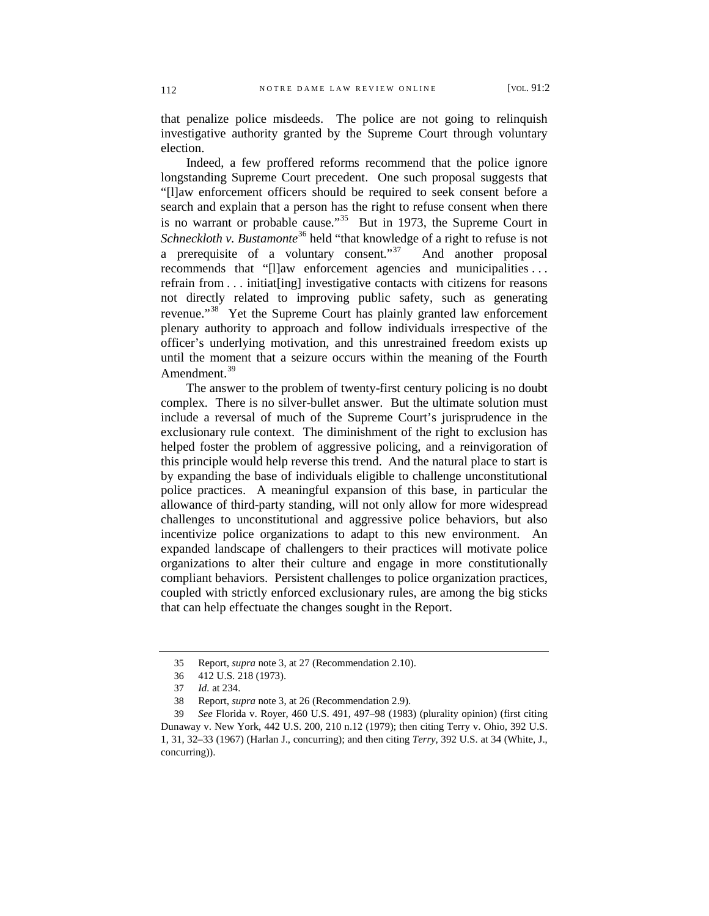that penalize police misdeeds. The police are not going to relinquish investigative authority granted by the Supreme Court through voluntary election.

Indeed, a few proffered reforms recommend that the police ignore longstanding Supreme Court precedent. One such proposal suggests that "[l]aw enforcement officers should be required to seek consent before a search and explain that a person has the right to refuse consent when there is no warrant or probable cause."[35] But in 1973, the Supreme Court in *Schneckloth v. Bustamonte*[36] held "that knowledge of a right to refuse is not a prerequisite of a voluntary consent."[37] And another proposal recommends that "[l]aw enforcement agencies and municipalities . . . refrain from . . . initiat[ing] investigative contacts with citizens for reasons not directly related to improving public safety, such as generating revenue."[38] Yet the Supreme Court has plainly granted law enforcement plenary authority to approach and follow individuals irrespective of the officer's underlying motivation, and this unrestrained freedom exists up until the moment that a seizure occurs within the meaning of the Fourth Amendment.[39]

The answer to the problem of twenty-first century policing is no doubt complex. There is no silver-bullet answer. But the ultimate solution must include a reversal of much of the Supreme Court's jurisprudence in the exclusionary rule context. The diminishment of the right to exclusion has helped foster the problem of aggressive policing, and a reinvigoration of this principle would help reverse this trend. And the natural place to start is by expanding the base of individuals eligible to challenge unconstitutional police practices. A meaningful expansion of this base, in particular the allowance of third-party standing, will not only allow for more widespread challenges to unconstitutional and aggressive police behaviors, but also incentivize police organizations to adapt to this new environment. An expanded landscape of challengers to their practices will motivate police organizations to alter their culture and engage in more constitutionally compliant behaviors. Persistent challenges to police organization practices, coupled with strictly enforced exclusionary rules, are among the big sticks that can help effectuate the changes sought in the Report.

---

35 Report, *supra* note 3, at 27 (Recommendation 2.10).

36 412 U.S. 218 (1973).

37 *Id.* at 234.

38 Report, *supra* note 3, at 26 (Recommendation 2.9).

39 *See* Florida v. Royer, 460 U.S. 491, 497–98 (1983) (plurality opinion) (first citing Dunaway v. New York, 442 U.S. 200, 210 n.12 (1979); then citing Terry v. Ohio, 392 U.S. 1, 31, 32–33 (1967) (Harlan J., concurring); and then citing *Terry*, 392 U.S. at 34 (White, J., concurring)).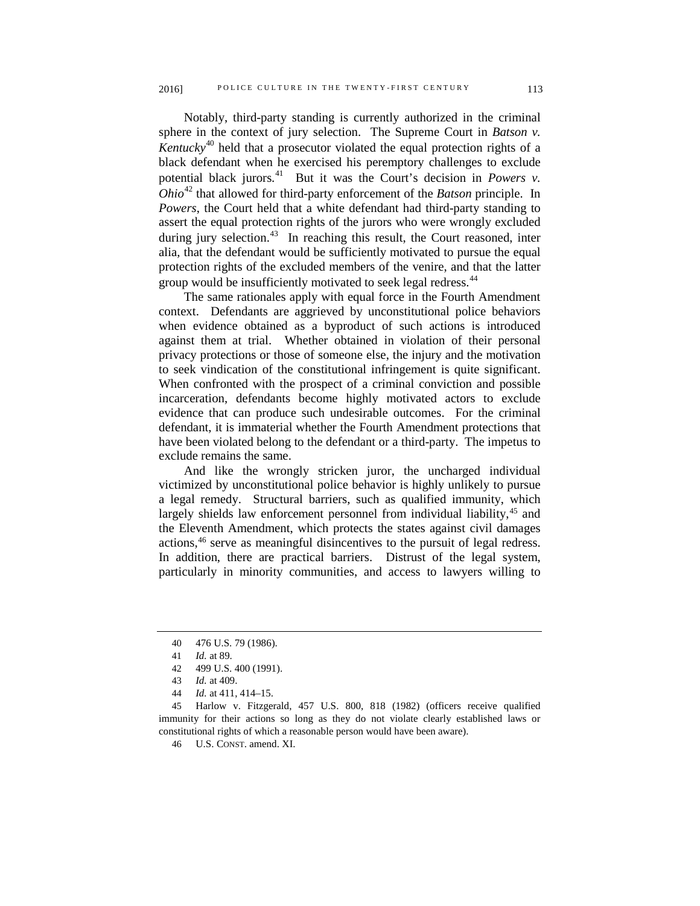Notably, third-party standing is currently authorized in the criminal sphere in the context of jury selection. The Supreme Court in *Batson v. Kentucky*[40] held that a prosecutor violated the equal protection rights of a black defendant when he exercised his peremptory challenges to exclude potential black jurors.[41] But it was the Court's decision in *Powers v. Ohio*[42] that allowed for third-party enforcement of the *Batson* principle. In *Powers*, the Court held that a white defendant had third-party standing to assert the equal protection rights of the jurors who were wrongly excluded during jury selection.[43] In reaching this result, the Court reasoned, inter alia, that the defendant would be sufficiently motivated to pursue the equal protection rights of the excluded members of the venire, and that the latter group would be insufficiently motivated to seek legal redress.[44]

The same rationales apply with equal force in the Fourth Amendment context. Defendants are aggrieved by unconstitutional police behaviors when evidence obtained as a byproduct of such actions is introduced against them at trial. Whether obtained in violation of their personal privacy protections or those of someone else, the injury and the motivation to seek vindication of the constitutional infringement is quite significant. When confronted with the prospect of a criminal conviction and possible incarceration, defendants become highly motivated actors to exclude evidence that can produce such undesirable outcomes. For the criminal defendant, it is immaterial whether the Fourth Amendment protections that have been violated belong to the defendant or a third-party. The impetus to exclude remains the same.

And like the wrongly stricken juror, the uncharged individual victimized by unconstitutional police behavior is highly unlikely to pursue a legal remedy. Structural barriers, such as qualified immunity, which largely shields law enforcement personnel from individual liability,[45] and the Eleventh Amendment, which protects the states against civil damages actions,[46] serve as meaningful disincentives to the pursuit of legal redress. In addition, there are practical barriers. Distrust of the legal system, particularly in minority communities, and access to lawyers willing to

---

40 476 U.S. 79 (1986).

41 *Id.* at 89.

42 499 U.S. 400 (1991).

43 *Id.* at 409.

44 *Id.* at 411, 414–15.

45 Harlow v. Fitzgerald, 457 U.S. 800, 818 (1982) (officers receive qualified immunity for their actions so long as they do not violate clearly established laws or constitutional rights of which a reasonable person would have been aware).

46 U.S. CONST. amend. XI.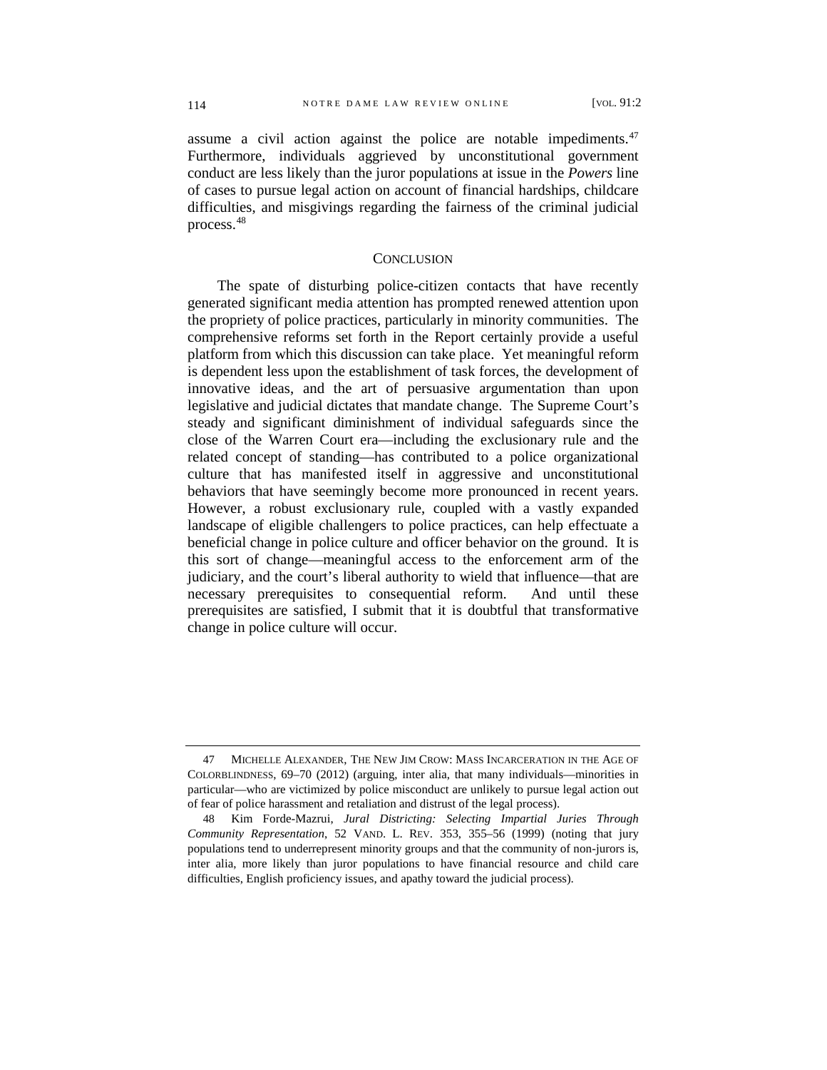assume a civil action against the police are notable impediments.[47] Furthermore, individuals aggrieved by unconstitutional government conduct are less likely than the juror populations at issue in the *Powers* line of cases to pursue legal action on account of financial hardships, childcare difficulties, and misgivings regarding the fairness of the criminal judicial process.[48]

## CONCLUSION

The spate of disturbing police-citizen contacts that have recently generated significant media attention has prompted renewed attention upon the propriety of police practices, particularly in minority communities. The comprehensive reforms set forth in the Report certainly provide a useful platform from which this discussion can take place. Yet meaningful reform is dependent less upon the establishment of task forces, the development of innovative ideas, and the art of persuasive argumentation than upon legislative and judicial dictates that mandate change. The Supreme Court's steady and significant diminishment of individual safeguards since the close of the Warren Court era—including the exclusionary rule and the related concept of standing—has contributed to a police organizational culture that has manifested itself in aggressive and unconstitutional behaviors that have seemingly become more pronounced in recent years. However, a robust exclusionary rule, coupled with a vastly expanded landscape of eligible challengers to police practices, can help effectuate a beneficial change in police culture and officer behavior on the ground. It is this sort of change—meaningful access to the enforcement arm of the judiciary, and the court's liberal authority to wield that influence—that are necessary prerequisites to consequential reform. And until these prerequisites are satisfied, I submit that it is doubtful that transformative change in police culture will occur.

---

47 MICHELLE ALEXANDER, THE NEW JIM CROW: MASS INCARCERATION IN THE AGE OF COLORBLINDNESS, 69–70 (2012) (arguing, inter alia, that many individuals—minorities in particular—who are victimized by police misconduct are unlikely to pursue legal action out of fear of police harassment and retaliation and distrust of the legal process).

48 Kim Forde-Mazrui, *Jural Districting: Selecting Impartial Juries Through Community Representation*, 52 VAND. L. REV. 353, 355–56 (1999) (noting that jury populations tend to underrepresent minority groups and that the community of non-jurors is, inter alia, more likely than juror populations to have financial resource and child care difficulties, English proficiency issues, and apathy toward the judicial process).